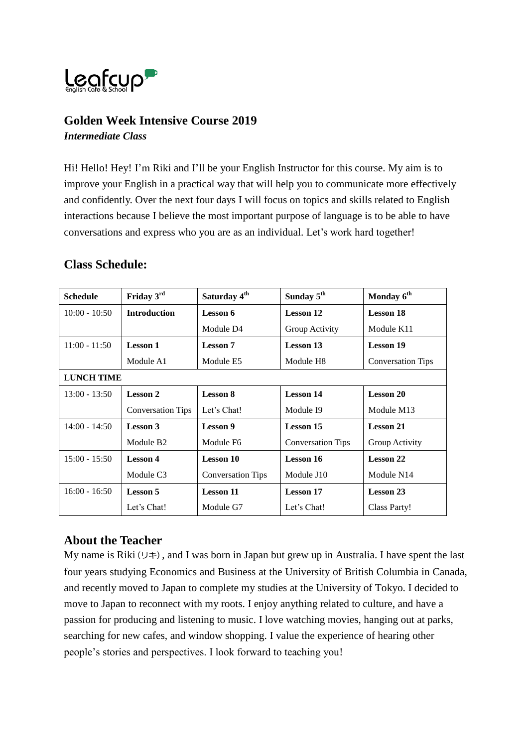Leafcup
English Cafe & School

# Golden Week Intensive Course 2019

***Intermediate Class***

Hi! Hello! Hey! I'm Riki and I'll be your English Instructor for this course. My aim is to improve your English in a practical way that will help you to communicate more effectively and confidently. Over the next four days I will focus on topics and skills related to English interactions because I believe the most important purpose of language is to be able to have conversations and express who you are as an individual. Let's work hard together!

## Class Schedule:

| Schedule | Friday 3rd | Saturday 4th | Sunday 5th | Monday 6th |
|---|---|---|---|---|
| 10:00 - 10:50 | **Introduction** | **Lesson 6**<br>Module D4 | **Lesson 12**<br>Group Activity | **Lesson 18**<br>Module K11 |
| 11:00 - 11:50 | **Lesson 1**<br>Module A1 | **Lesson 7**<br>Module E5 | **Lesson 13**<br>Module H8 | **Lesson 19**<br>Conversation Tips |
| **LUNCH TIME** | | | | |
| 13:00 - 13:50 | **Lesson 2**<br>Conversation Tips | **Lesson 8**<br>Let's Chat! | **Lesson 14**<br>Module I9 | **Lesson 20**<br>Module M13 |
| 14:00 - 14:50 | **Lesson 3**<br>Module B2 | **Lesson 9**<br>Module F6 | **Lesson 15**<br>Conversation Tips | **Lesson 21**<br>Group Activity |
| 15:00 - 15:50 | **Lesson 4**<br>Module C3 | **Lesson 10**<br>Conversation Tips | **Lesson 16**<br>Module J10 | **Lesson 22**<br>Module N14 |
| 16:00 - 16:50 | **Lesson 5**<br>Let's Chat! | **Lesson 11**<br>Module G7 | **Lesson 17**<br>Let's Chat! | **Lesson 23**<br>Class Party! |

## About the Teacher

My name is Riki（リキ）, and I was born in Japan but grew up in Australia. I have spent the last four years studying Economics and Business at the University of British Columbia in Canada, and recently moved to Japan to complete my studies at the University of Tokyo. I decided to move to Japan to reconnect with my roots. I enjoy anything related to culture, and have a passion for producing and listening to music. I love watching movies, hanging out at parks, searching for new cafes, and window shopping. I value the experience of hearing other people's stories and perspectives. I look forward to teaching you!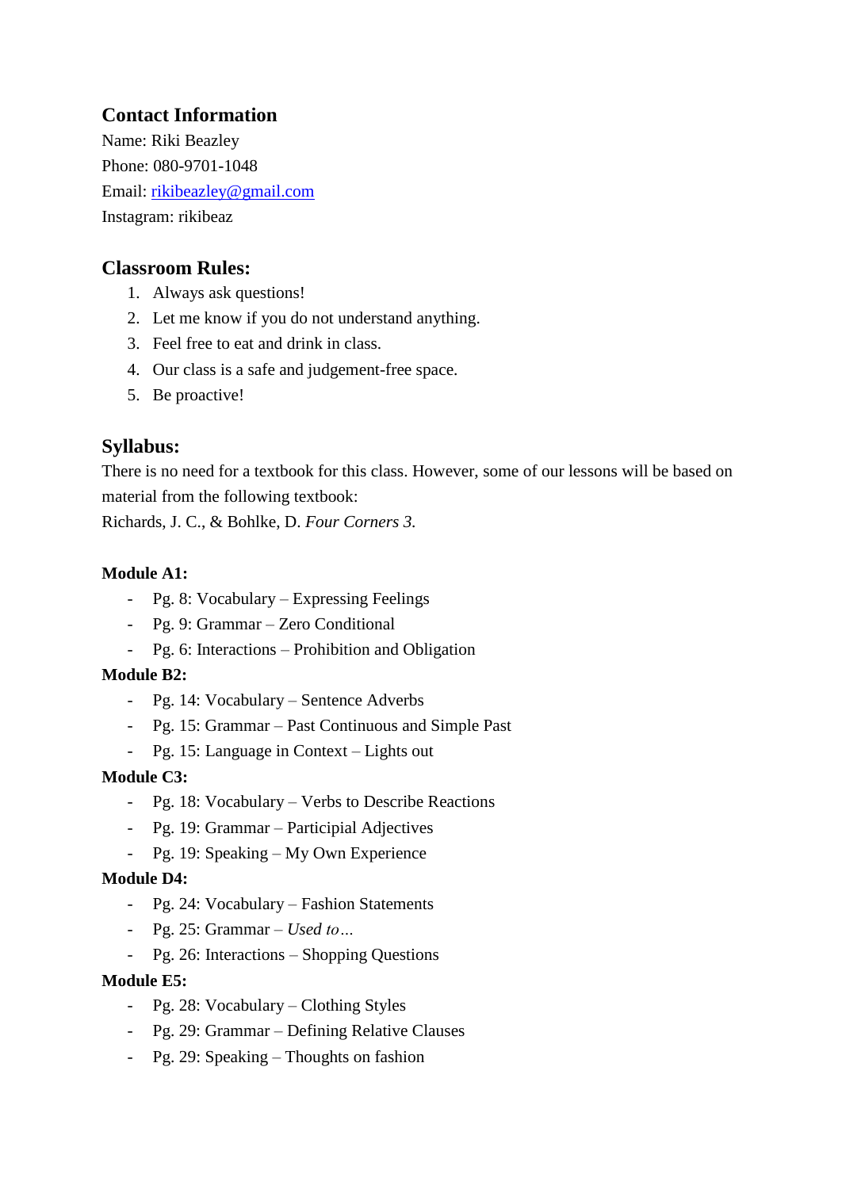## Contact Information

Name: Riki Beazley
Phone: 080-9701-1048
Email: [rikibeazley@gmail.com](mailto:rikibeazley@gmail.com)
Instagram: rikibeaz

## Classroom Rules:

1. Always ask questions!
2. Let me know if you do not understand anything.
3. Feel free to eat and drink in class.
4. Our class is a safe and judgement-free space.
5. Be proactive!

## Syllabus:

There is no need for a textbook for this class. However, some of our lessons will be based on material from the following textbook:
Richards, J. C., & Bohlke, D. *Four Corners 3.*

**Module A1:**

- Pg. 8: Vocabulary – Expressing Feelings
- Pg. 9: Grammar – Zero Conditional
- Pg. 6: Interactions – Prohibition and Obligation

**Module B2:**

- Pg. 14: Vocabulary – Sentence Adverbs
- Pg. 15: Grammar – Past Continuous and Simple Past
- Pg. 15: Language in Context – Lights out

**Module C3:**

- Pg. 18: Vocabulary – Verbs to Describe Reactions
- Pg. 19: Grammar – Participial Adjectives
- Pg. 19: Speaking – My Own Experience

**Module D4:**

- Pg. 24: Vocabulary – Fashion Statements
- Pg. 25: Grammar – *Used to…*
- Pg. 26: Interactions – Shopping Questions

**Module E5:**

- Pg. 28: Vocabulary – Clothing Styles
- Pg. 29: Grammar – Defining Relative Clauses
- Pg. 29: Speaking – Thoughts on fashion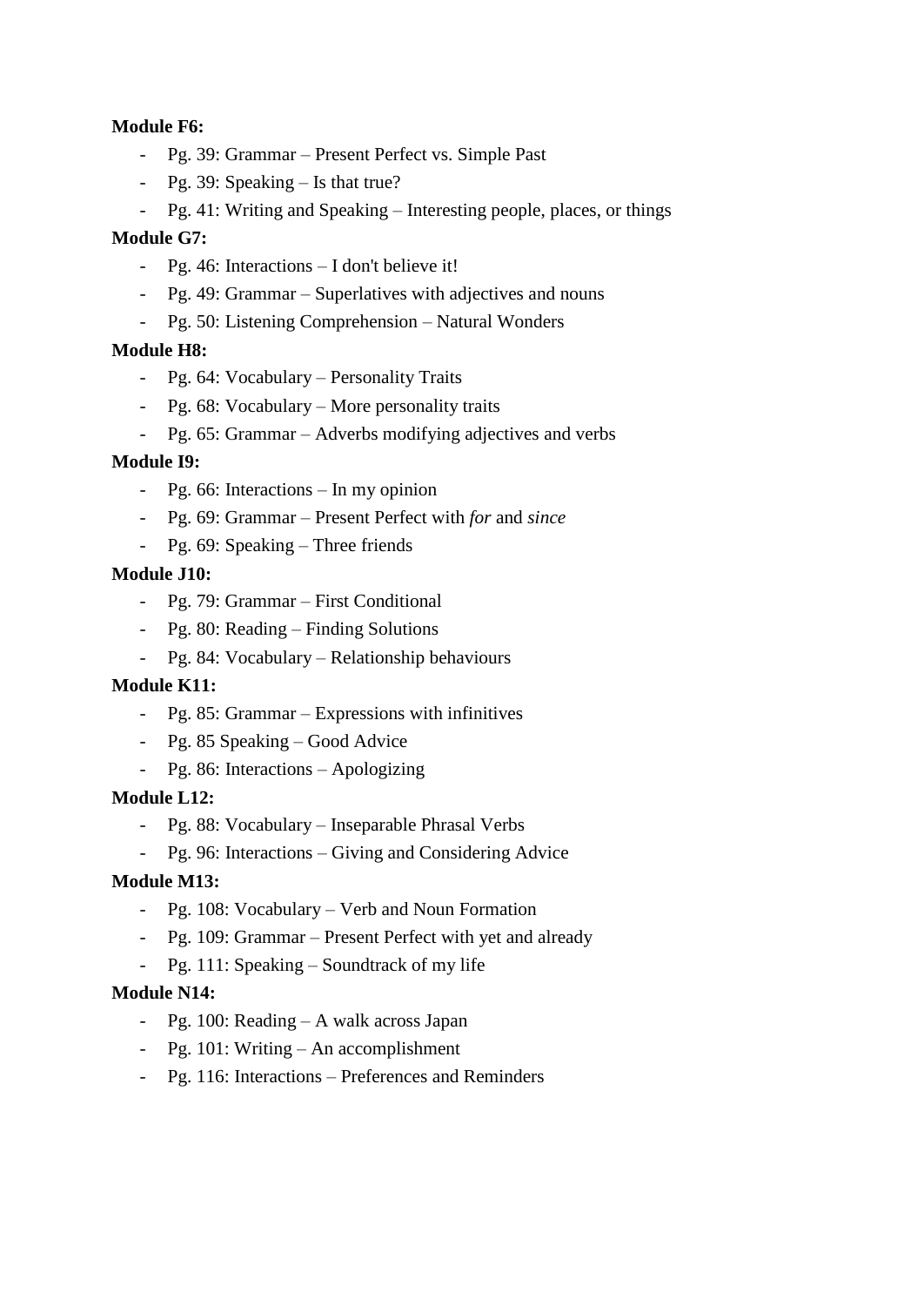**Module F6:**

- Pg. 39: Grammar – Present Perfect vs. Simple Past
- Pg. 39: Speaking – Is that true?
- Pg. 41: Writing and Speaking – Interesting people, places, or things

**Module G7:**

- Pg. 46: Interactions – I don't believe it!
- Pg. 49: Grammar – Superlatives with adjectives and nouns
- Pg. 50: Listening Comprehension – Natural Wonders

**Module H8:**

- Pg. 64: Vocabulary – Personality Traits
- Pg. 68: Vocabulary – More personality traits
- Pg. 65: Grammar – Adverbs modifying adjectives and verbs

**Module I9:**

- Pg. 66: Interactions – In my opinion
- Pg. 69: Grammar – Present Perfect with *for* and *since*
- Pg. 69: Speaking – Three friends

**Module J10:**

- Pg. 79: Grammar – First Conditional
- Pg. 80: Reading – Finding Solutions
- Pg. 84: Vocabulary – Relationship behaviours

**Module K11:**

- Pg. 85: Grammar – Expressions with infinitives
- Pg. 85 Speaking – Good Advice
- Pg. 86: Interactions – Apologizing

**Module L12:**

- Pg. 88: Vocabulary – Inseparable Phrasal Verbs
- Pg. 96: Interactions – Giving and Considering Advice

**Module M13:**

- Pg. 108: Vocabulary – Verb and Noun Formation
- Pg. 109: Grammar – Present Perfect with yet and already
- Pg. 111: Speaking – Soundtrack of my life

**Module N14:**

- Pg. 100: Reading – A walk across Japan
- Pg. 101: Writing – An accomplishment
- Pg. 116: Interactions – Preferences and Reminders